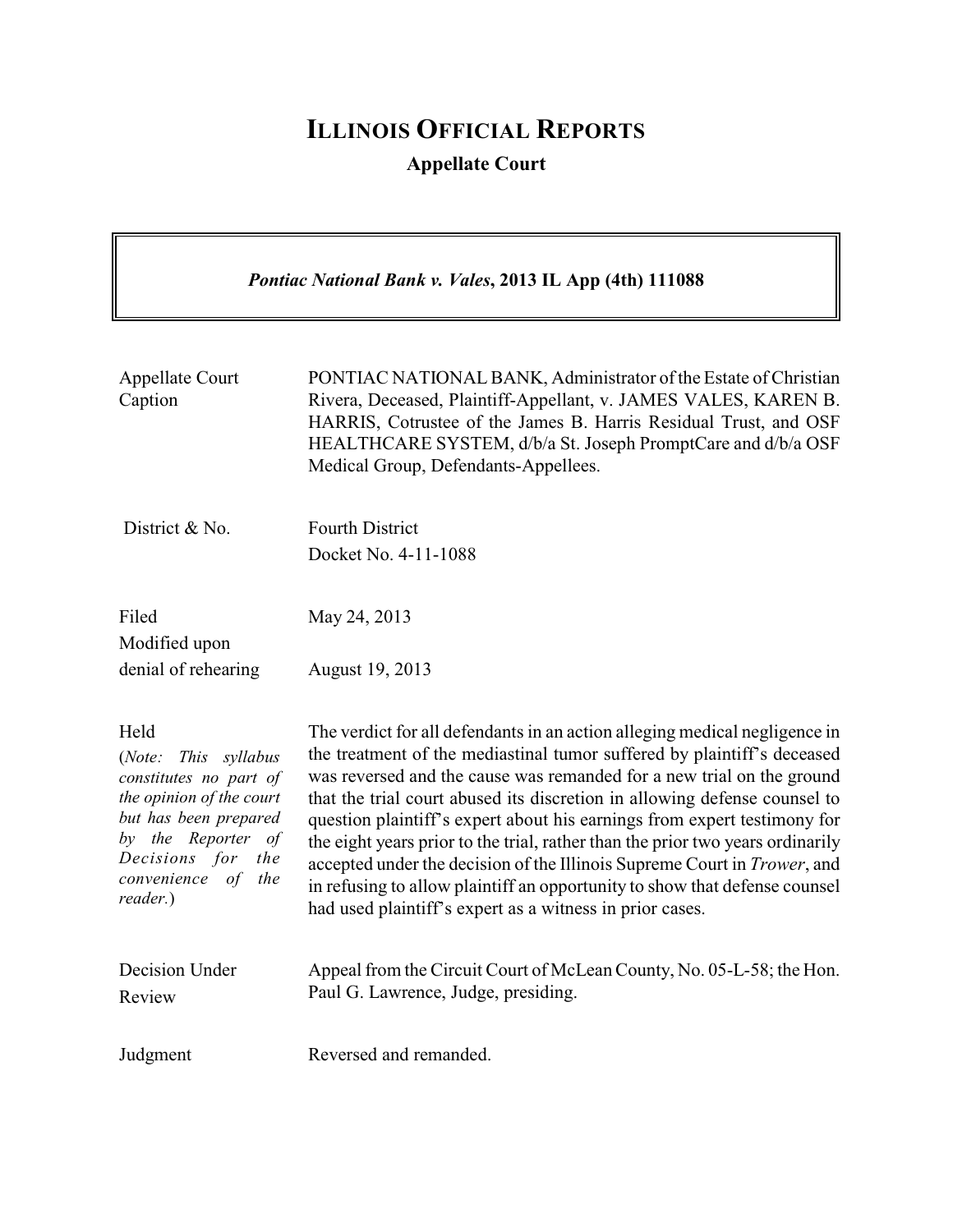# ILLINOIS OFFICIAL REPORTS

**Appellate Court**

*Pontiac National Bank v. Vales*, **2013 IL App (4th) 111088**

| | |
|---|---|
| Appellate Court Caption | PONTIAC NATIONAL BANK, Administrator of the Estate of Christian Rivera, Deceased, Plaintiff-Appellant, v. JAMES VALES, KAREN B. HARRIS, Cotrustee of the James B. Harris Residual Trust, and OSF HEALTHCARE SYSTEM, d/b/a St. Joseph PromptCare and d/b/a OSF Medical Group, Defendants-Appellees. |
| District & No. | Fourth District<br>Docket No. 4-11-1088 |
| Filed<br>Modified upon denial of rehearing | May 24, 2013<br><br>August 19, 2013 |
| Held<br>(*Note: This syllabus constitutes no part of the opinion of the court but has been prepared by the Reporter of Decisions for the convenience of the reader.*) | The verdict for all defendants in an action alleging medical negligence in the treatment of the mediastinal tumor suffered by plaintiff's deceased was reversed and the cause was remanded for a new trial on the ground that the trial court abused its discretion in allowing defense counsel to question plaintiff's expert about his earnings from expert testimony for the eight years prior to the trial, rather than the prior two years ordinarily accepted under the decision of the Illinois Supreme Court in *Trower*, and in refusing to allow plaintiff an opportunity to show that defense counsel had used plaintiff's expert as a witness in prior cases. |
| Decision Under Review | Appeal from the Circuit Court of McLean County, No. 05-L-58; the Hon. Paul G. Lawrence, Judge, presiding. |
| Judgment | Reversed and remanded. |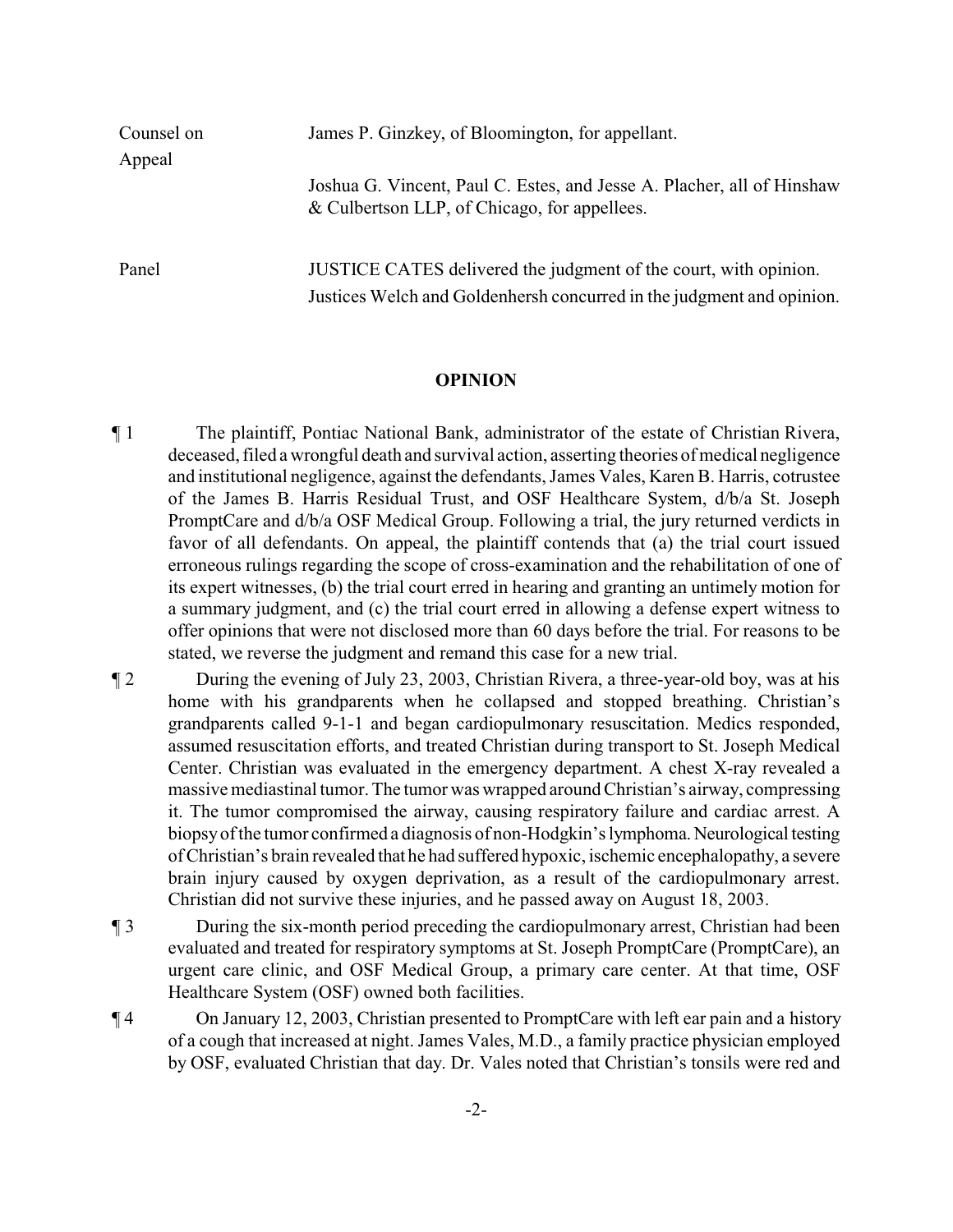| | |
|---|---|
| Counsel on Appeal | James P. Ginzkey, of Bloomington, for appellant.<br><br>Joshua G. Vincent, Paul C. Estes, and Jesse A. Placher, all of Hinshaw & Culbertson LLP, of Chicago, for appellees. |
| Panel | JUSTICE CATES delivered the judgment of the court, with opinion.<br>Justices Welch and Goldenhersh concurred in the judgment and opinion. |

**OPINION**

¶ 1 The plaintiff, Pontiac National Bank, administrator of the estate of Christian Rivera, deceased, filed a wrongful death and survival action, asserting theories of medical negligence and institutional negligence, against the defendants, James Vales, Karen B. Harris, cotrustee of the James B. Harris Residual Trust, and OSF Healthcare System, d/b/a St. Joseph PromptCare and d/b/a OSF Medical Group. Following a trial, the jury returned verdicts in favor of all defendants. On appeal, the plaintiff contends that (a) the trial court issued erroneous rulings regarding the scope of cross-examination and the rehabilitation of one of its expert witnesses, (b) the trial court erred in hearing and granting an untimely motion for a summary judgment, and (c) the trial court erred in allowing a defense expert witness to offer opinions that were not disclosed more than 60 days before the trial. For reasons to be stated, we reverse the judgment and remand this case for a new trial.

¶ 2 During the evening of July 23, 2003, Christian Rivera, a three-year-old boy, was at his home with his grandparents when he collapsed and stopped breathing. Christian's grandparents called 9-1-1 and began cardiopulmonary resuscitation. Medics responded, assumed resuscitation efforts, and treated Christian during transport to St. Joseph Medical Center. Christian was evaluated in the emergency department. A chest X-ray revealed a massive mediastinal tumor. The tumor was wrapped around Christian's airway, compressing it. The tumor compromised the airway, causing respiratory failure and cardiac arrest. A biopsy of the tumor confirmed a diagnosis of non-Hodgkin's lymphoma. Neurological testing of Christian's brain revealed that he had suffered hypoxic, ischemic encephalopathy, a severe brain injury caused by oxygen deprivation, as a result of the cardiopulmonary arrest. Christian did not survive these injuries, and he passed away on August 18, 2003.

¶ 3 During the six-month period preceding the cardiopulmonary arrest, Christian had been evaluated and treated for respiratory symptoms at St. Joseph PromptCare (PromptCare), an urgent care clinic, and OSF Medical Group, a primary care center. At that time, OSF Healthcare System (OSF) owned both facilities.

¶ 4 On January 12, 2003, Christian presented to PromptCare with left ear pain and a history of a cough that increased at night. James Vales, M.D., a family practice physician employed by OSF, evaluated Christian that day. Dr. Vales noted that Christian's tonsils were red and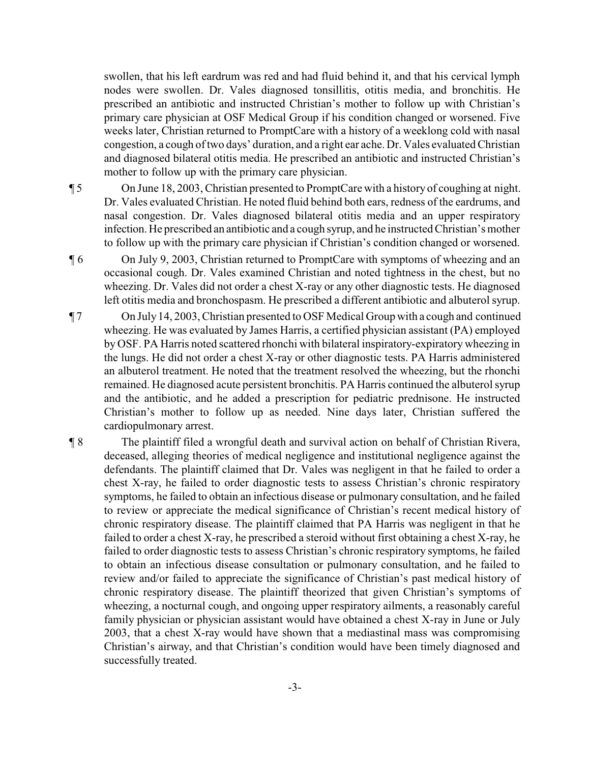swollen, that his left eardrum was red and had fluid behind it, and that his cervical lymph nodes were swollen. Dr. Vales diagnosed tonsillitis, otitis media, and bronchitis. He prescribed an antibiotic and instructed Christian's mother to follow up with Christian's primary care physician at OSF Medical Group if his condition changed or worsened. Five weeks later, Christian returned to PromptCare with a history of a weeklong cold with nasal congestion, a cough of two days' duration, and a right ear ache. Dr. Vales evaluated Christian and diagnosed bilateral otitis media. He prescribed an antibiotic and instructed Christian's mother to follow up with the primary care physician.

¶ 5 On June 18, 2003, Christian presented to PromptCare with a history of coughing at night. Dr. Vales evaluated Christian. He noted fluid behind both ears, redness of the eardrums, and nasal congestion. Dr. Vales diagnosed bilateral otitis media and an upper respiratory infection. He prescribed an antibiotic and a cough syrup, and he instructed Christian's mother to follow up with the primary care physician if Christian's condition changed or worsened.

¶ 6 On July 9, 2003, Christian returned to PromptCare with symptoms of wheezing and an occasional cough. Dr. Vales examined Christian and noted tightness in the chest, but no wheezing. Dr. Vales did not order a chest X-ray or any other diagnostic tests. He diagnosed left otitis media and bronchospasm. He prescribed a different antibiotic and albuterol syrup.

¶ 7 On July 14, 2003, Christian presented to OSF Medical Group with a cough and continued wheezing. He was evaluated by James Harris, a certified physician assistant (PA) employed by OSF. PA Harris noted scattered rhonchi with bilateral inspiratory-expiratory wheezing in the lungs. He did not order a chest X-ray or other diagnostic tests. PA Harris administered an albuterol treatment. He noted that the treatment resolved the wheezing, but the rhonchi remained. He diagnosed acute persistent bronchitis. PA Harris continued the albuterol syrup and the antibiotic, and he added a prescription for pediatric prednisone. He instructed Christian's mother to follow up as needed. Nine days later, Christian suffered the cardiopulmonary arrest.

¶ 8 The plaintiff filed a wrongful death and survival action on behalf of Christian Rivera, deceased, alleging theories of medical negligence and institutional negligence against the defendants. The plaintiff claimed that Dr. Vales was negligent in that he failed to order a chest X-ray, he failed to order diagnostic tests to assess Christian's chronic respiratory symptoms, he failed to obtain an infectious disease or pulmonary consultation, and he failed to review or appreciate the medical significance of Christian's recent medical history of chronic respiratory disease. The plaintiff claimed that PA Harris was negligent in that he failed to order a chest X-ray, he prescribed a steroid without first obtaining a chest X-ray, he failed to order diagnostic tests to assess Christian's chronic respiratory symptoms, he failed to obtain an infectious disease consultation or pulmonary consultation, and he failed to review and/or failed to appreciate the significance of Christian's past medical history of chronic respiratory disease. The plaintiff theorized that given Christian's symptoms of wheezing, a nocturnal cough, and ongoing upper respiratory ailments, a reasonably careful family physician or physician assistant would have obtained a chest X-ray in June or July 2003, that a chest X-ray would have shown that a mediastinal mass was compromising Christian's airway, and that Christian's condition would have been timely diagnosed and successfully treated.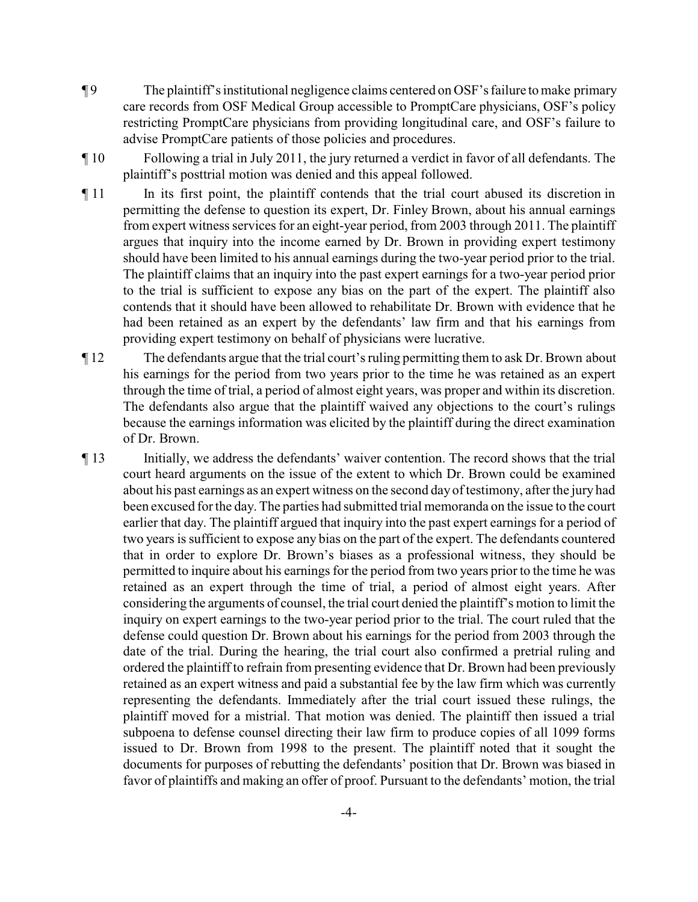¶ 9 The plaintiff's institutional negligence claims centered on OSF's failure to make primary care records from OSF Medical Group accessible to PromptCare physicians, OSF's policy restricting PromptCare physicians from providing longitudinal care, and OSF's failure to advise PromptCare patients of those policies and procedures.

¶ 10 Following a trial in July 2011, the jury returned a verdict in favor of all defendants. The plaintiff's posttrial motion was denied and this appeal followed.

¶ 11 In its first point, the plaintiff contends that the trial court abused its discretion in permitting the defense to question its expert, Dr. Finley Brown, about his annual earnings from expert witness services for an eight-year period, from 2003 through 2011. The plaintiff argues that inquiry into the income earned by Dr. Brown in providing expert testimony should have been limited to his annual earnings during the two-year period prior to the trial. The plaintiff claims that an inquiry into the past expert earnings for a two-year period prior to the trial is sufficient to expose any bias on the part of the expert. The plaintiff also contends that it should have been allowed to rehabilitate Dr. Brown with evidence that he had been retained as an expert by the defendants' law firm and that his earnings from providing expert testimony on behalf of physicians were lucrative.

¶ 12 The defendants argue that the trial court's ruling permitting them to ask Dr. Brown about his earnings for the period from two years prior to the time he was retained as an expert through the time of trial, a period of almost eight years, was proper and within its discretion. The defendants also argue that the plaintiff waived any objections to the court's rulings because the earnings information was elicited by the plaintiff during the direct examination of Dr. Brown.

¶ 13 Initially, we address the defendants' waiver contention. The record shows that the trial court heard arguments on the issue of the extent to which Dr. Brown could be examined about his past earnings as an expert witness on the second day of testimony, after the jury had been excused for the day. The parties had submitted trial memoranda on the issue to the court earlier that day. The plaintiff argued that inquiry into the past expert earnings for a period of two years is sufficient to expose any bias on the part of the expert. The defendants countered that in order to explore Dr. Brown's biases as a professional witness, they should be permitted to inquire about his earnings for the period from two years prior to the time he was retained as an expert through the time of trial, a period of almost eight years. After considering the arguments of counsel, the trial court denied the plaintiff's motion to limit the inquiry on expert earnings to the two-year period prior to the trial. The court ruled that the defense could question Dr. Brown about his earnings for the period from 2003 through the date of the trial. During the hearing, the trial court also confirmed a pretrial ruling and ordered the plaintiff to refrain from presenting evidence that Dr. Brown had been previously retained as an expert witness and paid a substantial fee by the law firm which was currently representing the defendants. Immediately after the trial court issued these rulings, the plaintiff moved for a mistrial. That motion was denied. The plaintiff then issued a trial subpoena to defense counsel directing their law firm to produce copies of all 1099 forms issued to Dr. Brown from 1998 to the present. The plaintiff noted that it sought the documents for purposes of rebutting the defendants' position that Dr. Brown was biased in favor of plaintiffs and making an offer of proof. Pursuant to the defendants' motion, the trial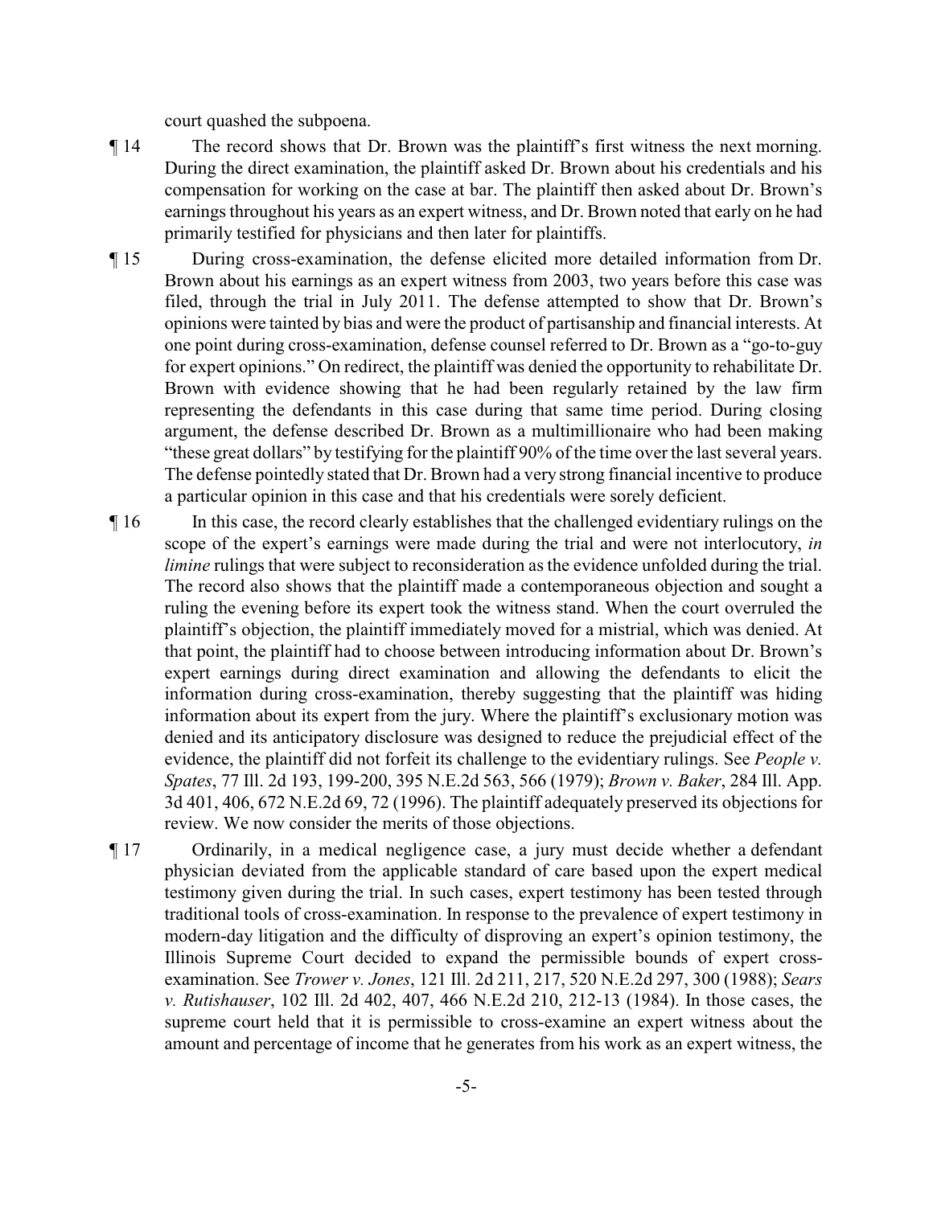court quashed the subpoena.

¶ 14 The record shows that Dr. Brown was the plaintiff's first witness the next morning. During the direct examination, the plaintiff asked Dr. Brown about his credentials and his compensation for working on the case at bar. The plaintiff then asked about Dr. Brown's earnings throughout his years as an expert witness, and Dr. Brown noted that early on he had primarily testified for physicians and then later for plaintiffs.

¶ 15 During cross-examination, the defense elicited more detailed information from Dr. Brown about his earnings as an expert witness from 2003, two years before this case was filed, through the trial in July 2011. The defense attempted to show that Dr. Brown's opinions were tainted by bias and were the product of partisanship and financial interests. At one point during cross-examination, defense counsel referred to Dr. Brown as a "go-to-guy for expert opinions." On redirect, the plaintiff was denied the opportunity to rehabilitate Dr. Brown with evidence showing that he had been regularly retained by the law firm representing the defendants in this case during that same time period. During closing argument, the defense described Dr. Brown as a multimillionaire who had been making "these great dollars" by testifying for the plaintiff 90% of the time over the last several years. The defense pointedly stated that Dr. Brown had a very strong financial incentive to produce a particular opinion in this case and that his credentials were sorely deficient.

¶ 16 In this case, the record clearly establishes that the challenged evidentiary rulings on the scope of the expert's earnings were made during the trial and were not interlocutory, *in limine* rulings that were subject to reconsideration as the evidence unfolded during the trial. The record also shows that the plaintiff made a contemporaneous objection and sought a ruling the evening before its expert took the witness stand. When the court overruled the plaintiff's objection, the plaintiff immediately moved for a mistrial, which was denied. At that point, the plaintiff had to choose between introducing information about Dr. Brown's expert earnings during direct examination and allowing the defendants to elicit the information during cross-examination, thereby suggesting that the plaintiff was hiding information about its expert from the jury. Where the plaintiff's exclusionary motion was denied and its anticipatory disclosure was designed to reduce the prejudicial effect of the evidence, the plaintiff did not forfeit its challenge to the evidentiary rulings. See *People v. Spates*, 77 Ill. 2d 193, 199-200, 395 N.E.2d 563, 566 (1979); *Brown v. Baker*, 284 Ill. App. 3d 401, 406, 672 N.E.2d 69, 72 (1996). The plaintiff adequately preserved its objections for review. We now consider the merits of those objections.

¶ 17 Ordinarily, in a medical negligence case, a jury must decide whether a defendant physician deviated from the applicable standard of care based upon the expert medical testimony given during the trial. In such cases, expert testimony has been tested through traditional tools of cross-examination. In response to the prevalence of expert testimony in modern-day litigation and the difficulty of disproving an expert's opinion testimony, the Illinois Supreme Court decided to expand the permissible bounds of expert cross-examination. See *Trower v. Jones*, 121 Ill. 2d 211, 217, 520 N.E.2d 297, 300 (1988); *Sears v. Rutishauser*, 102 Ill. 2d 402, 407, 466 N.E.2d 210, 212-13 (1984). In those cases, the supreme court held that it is permissible to cross-examine an expert witness about the amount and percentage of income that he generates from his work as an expert witness, the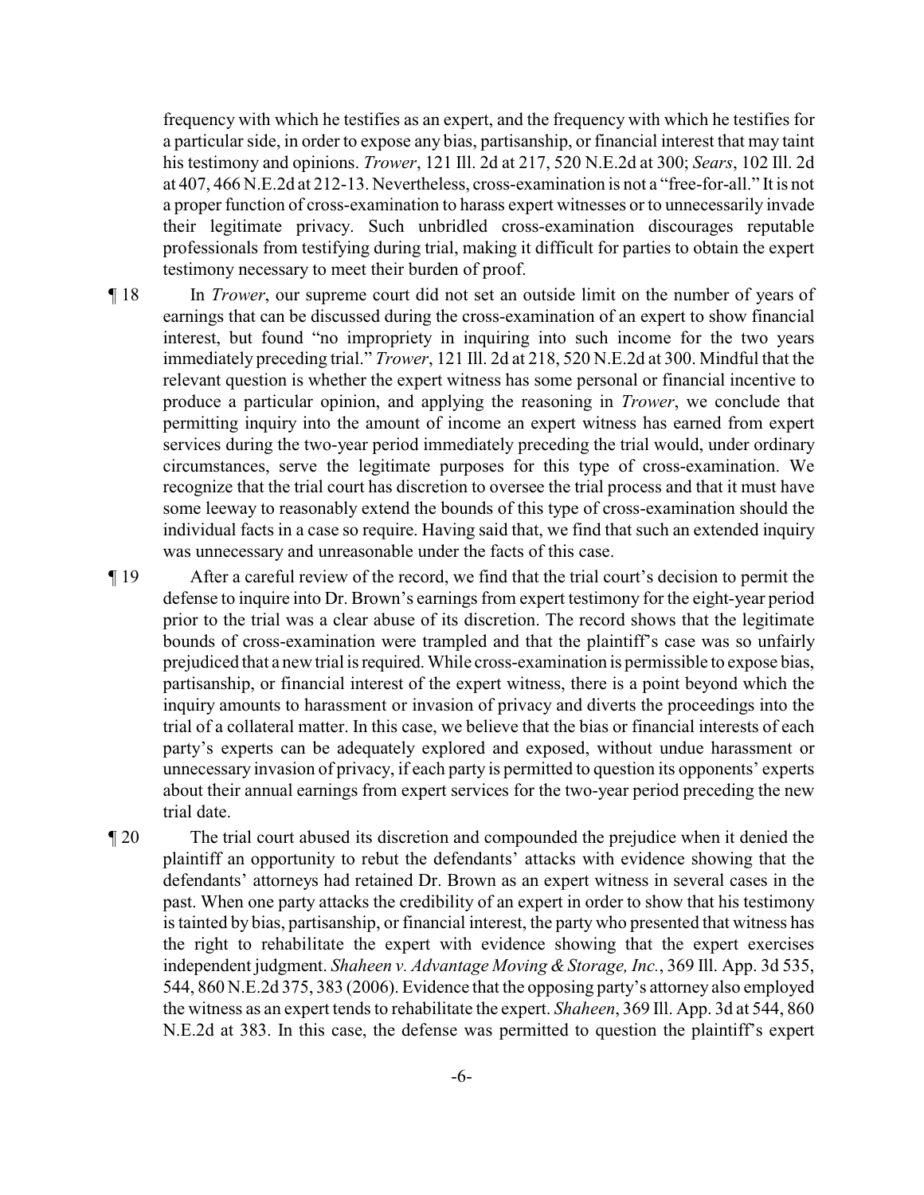frequency with which he testifies as an expert, and the frequency with which he testifies for a particular side, in order to expose any bias, partisanship, or financial interest that may taint his testimony and opinions. *Trower*, 121 Ill. 2d at 217, 520 N.E.2d at 300; *Sears*, 102 Ill. 2d at 407, 466 N.E.2d at 212-13. Nevertheless, cross-examination is not a "free-for-all." It is not a proper function of cross-examination to harass expert witnesses or to unnecessarily invade their legitimate privacy. Such unbridled cross-examination discourages reputable professionals from testifying during trial, making it difficult for parties to obtain the expert testimony necessary to meet their burden of proof.

¶ 18 In *Trower*, our supreme court did not set an outside limit on the number of years of earnings that can be discussed during the cross-examination of an expert to show financial interest, but found "no impropriety in inquiring into such income for the two years immediately preceding trial." *Trower*, 121 Ill. 2d at 218, 520 N.E.2d at 300. Mindful that the relevant question is whether the expert witness has some personal or financial incentive to produce a particular opinion, and applying the reasoning in *Trower*, we conclude that permitting inquiry into the amount of income an expert witness has earned from expert services during the two-year period immediately preceding the trial would, under ordinary circumstances, serve the legitimate purposes for this type of cross-examination. We recognize that the trial court has discretion to oversee the trial process and that it must have some leeway to reasonably extend the bounds of this type of cross-examination should the individual facts in a case so require. Having said that, we find that such an extended inquiry was unnecessary and unreasonable under the facts of this case.

¶ 19 After a careful review of the record, we find that the trial court's decision to permit the defense to inquire into Dr. Brown's earnings from expert testimony for the eight-year period prior to the trial was a clear abuse of its discretion. The record shows that the legitimate bounds of cross-examination were trampled and that the plaintiff's case was so unfairly prejudiced that a new trial is required. While cross-examination is permissible to expose bias, partisanship, or financial interest of the expert witness, there is a point beyond which the inquiry amounts to harassment or invasion of privacy and diverts the proceedings into the trial of a collateral matter. In this case, we believe that the bias or financial interests of each party's experts can be adequately explored and exposed, without undue harassment or unnecessary invasion of privacy, if each party is permitted to question its opponents' experts about their annual earnings from expert services for the two-year period preceding the new trial date.

¶ 20 The trial court abused its discretion and compounded the prejudice when it denied the plaintiff an opportunity to rebut the defendants' attacks with evidence showing that the defendants' attorneys had retained Dr. Brown as an expert witness in several cases in the past. When one party attacks the credibility of an expert in order to show that his testimony is tainted by bias, partisanship, or financial interest, the party who presented that witness has the right to rehabilitate the expert with evidence showing that the expert exercises independent judgment. *Shaheen v. Advantage Moving & Storage, Inc.*, 369 Ill. App. 3d 535, 544, 860 N.E.2d 375, 383 (2006). Evidence that the opposing party's attorney also employed the witness as an expert tends to rehabilitate the expert. *Shaheen*, 369 Ill. App. 3d at 544, 860 N.E.2d at 383. In this case, the defense was permitted to question the plaintiff's expert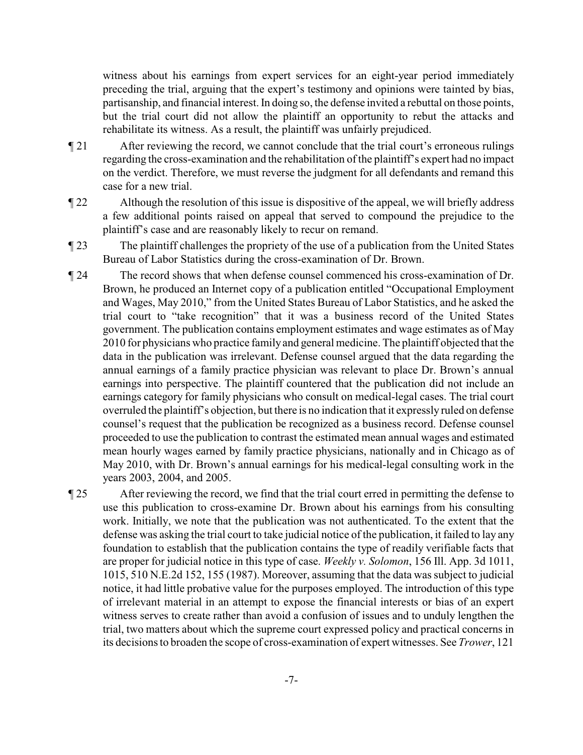witness about his earnings from expert services for an eight-year period immediately preceding the trial, arguing that the expert's testimony and opinions were tainted by bias, partisanship, and financial interest. In doing so, the defense invited a rebuttal on those points, but the trial court did not allow the plaintiff an opportunity to rebut the attacks and rehabilitate its witness. As a result, the plaintiff was unfairly prejudiced.

¶ 21 After reviewing the record, we cannot conclude that the trial court's erroneous rulings regarding the cross-examination and the rehabilitation of the plaintiff's expert had no impact on the verdict. Therefore, we must reverse the judgment for all defendants and remand this case for a new trial.

¶ 22 Although the resolution of this issue is dispositive of the appeal, we will briefly address a few additional points raised on appeal that served to compound the prejudice to the plaintiff's case and are reasonably likely to recur on remand.

¶ 23 The plaintiff challenges the propriety of the use of a publication from the United States Bureau of Labor Statistics during the cross-examination of Dr. Brown.

¶ 24 The record shows that when defense counsel commenced his cross-examination of Dr. Brown, he produced an Internet copy of a publication entitled "Occupational Employment and Wages, May 2010," from the United States Bureau of Labor Statistics, and he asked the trial court to "take recognition" that it was a business record of the United States government. The publication contains employment estimates and wage estimates as of May 2010 for physicians who practice family and general medicine. The plaintiff objected that the data in the publication was irrelevant. Defense counsel argued that the data regarding the annual earnings of a family practice physician was relevant to place Dr. Brown's annual earnings into perspective. The plaintiff countered that the publication did not include an earnings category for family physicians who consult on medical-legal cases. The trial court overruled the plaintiff's objection, but there is no indication that it expressly ruled on defense counsel's request that the publication be recognized as a business record. Defense counsel proceeded to use the publication to contrast the estimated mean annual wages and estimated mean hourly wages earned by family practice physicians, nationally and in Chicago as of May 2010, with Dr. Brown's annual earnings for his medical-legal consulting work in the years 2003, 2004, and 2005.

¶ 25 After reviewing the record, we find that the trial court erred in permitting the defense to use this publication to cross-examine Dr. Brown about his earnings from his consulting work. Initially, we note that the publication was not authenticated. To the extent that the defense was asking the trial court to take judicial notice of the publication, it failed to lay any foundation to establish that the publication contains the type of readily verifiable facts that are proper for judicial notice in this type of case. *Weekly v. Solomon*, 156 Ill. App. 3d 1011, 1015, 510 N.E.2d 152, 155 (1987). Moreover, assuming that the data was subject to judicial notice, it had little probative value for the purposes employed. The introduction of this type of irrelevant material in an attempt to expose the financial interests or bias of an expert witness serves to create rather than avoid a confusion of issues and to unduly lengthen the trial, two matters about which the supreme court expressed policy and practical concerns in its decisions to broaden the scope of cross-examination of expert witnesses. See *Trower*, 121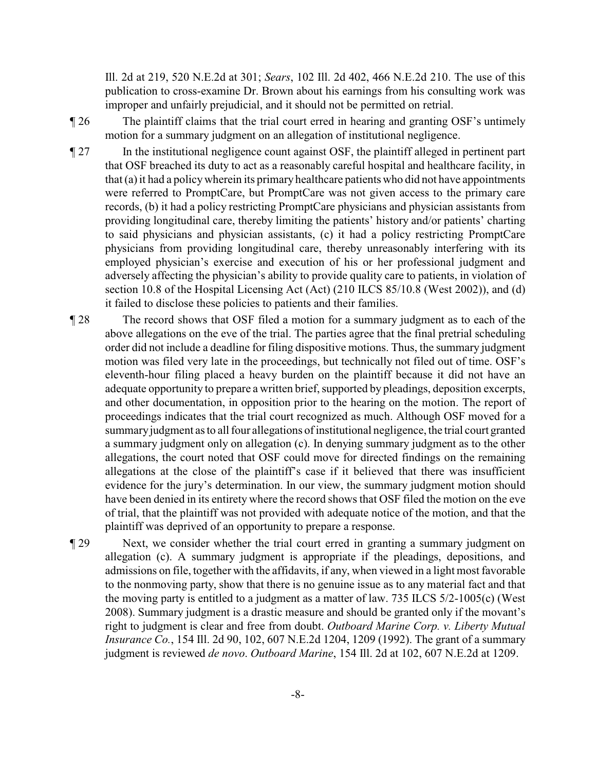Ill. 2d at 219, 520 N.E.2d at 301; *Sears*, 102 Ill. 2d 402, 466 N.E.2d 210. The use of this publication to cross-examine Dr. Brown about his earnings from his consulting work was improper and unfairly prejudicial, and it should not be permitted on retrial.

¶ 26 The plaintiff claims that the trial court erred in hearing and granting OSF's untimely motion for a summary judgment on an allegation of institutional negligence.

¶ 27 In the institutional negligence count against OSF, the plaintiff alleged in pertinent part that OSF breached its duty to act as a reasonably careful hospital and healthcare facility, in that (a) it had a policy wherein its primary healthcare patients who did not have appointments were referred to PromptCare, but PromptCare was not given access to the primary care records, (b) it had a policy restricting PromptCare physicians and physician assistants from providing longitudinal care, thereby limiting the patients' history and/or patients' charting to said physicians and physician assistants, (c) it had a policy restricting PromptCare physicians from providing longitudinal care, thereby unreasonably interfering with its employed physician's exercise and execution of his or her professional judgment and adversely affecting the physician's ability to provide quality care to patients, in violation of section 10.8 of the Hospital Licensing Act (Act) (210 ILCS 85/10.8 (West 2002)), and (d) it failed to disclose these policies to patients and their families.

¶ 28 The record shows that OSF filed a motion for a summary judgment as to each of the above allegations on the eve of the trial. The parties agree that the final pretrial scheduling order did not include a deadline for filing dispositive motions. Thus, the summary judgment motion was filed very late in the proceedings, but technically not filed out of time. OSF's eleventh-hour filing placed a heavy burden on the plaintiff because it did not have an adequate opportunity to prepare a written brief, supported by pleadings, deposition excerpts, and other documentation, in opposition prior to the hearing on the motion. The report of proceedings indicates that the trial court recognized as much. Although OSF moved for a summary judgment as to all four allegations of institutional negligence, the trial court granted a summary judgment only on allegation (c). In denying summary judgment as to the other allegations, the court noted that OSF could move for directed findings on the remaining allegations at the close of the plaintiff's case if it believed that there was insufficient evidence for the jury's determination. In our view, the summary judgment motion should have been denied in its entirety where the record shows that OSF filed the motion on the eve of trial, that the plaintiff was not provided with adequate notice of the motion, and that the plaintiff was deprived of an opportunity to prepare a response.

¶ 29 Next, we consider whether the trial court erred in granting a summary judgment on allegation (c). A summary judgment is appropriate if the pleadings, depositions, and admissions on file, together with the affidavits, if any, when viewed in a light most favorable to the nonmoving party, show that there is no genuine issue as to any material fact and that the moving party is entitled to a judgment as a matter of law. 735 ILCS 5/2-1005(c) (West 2008). Summary judgment is a drastic measure and should be granted only if the movant's right to judgment is clear and free from doubt. *Outboard Marine Corp. v. Liberty Mutual Insurance Co.*, 154 Ill. 2d 90, 102, 607 N.E.2d 1204, 1209 (1992). The grant of a summary judgment is reviewed *de novo*. *Outboard Marine*, 154 Ill. 2d at 102, 607 N.E.2d at 1209.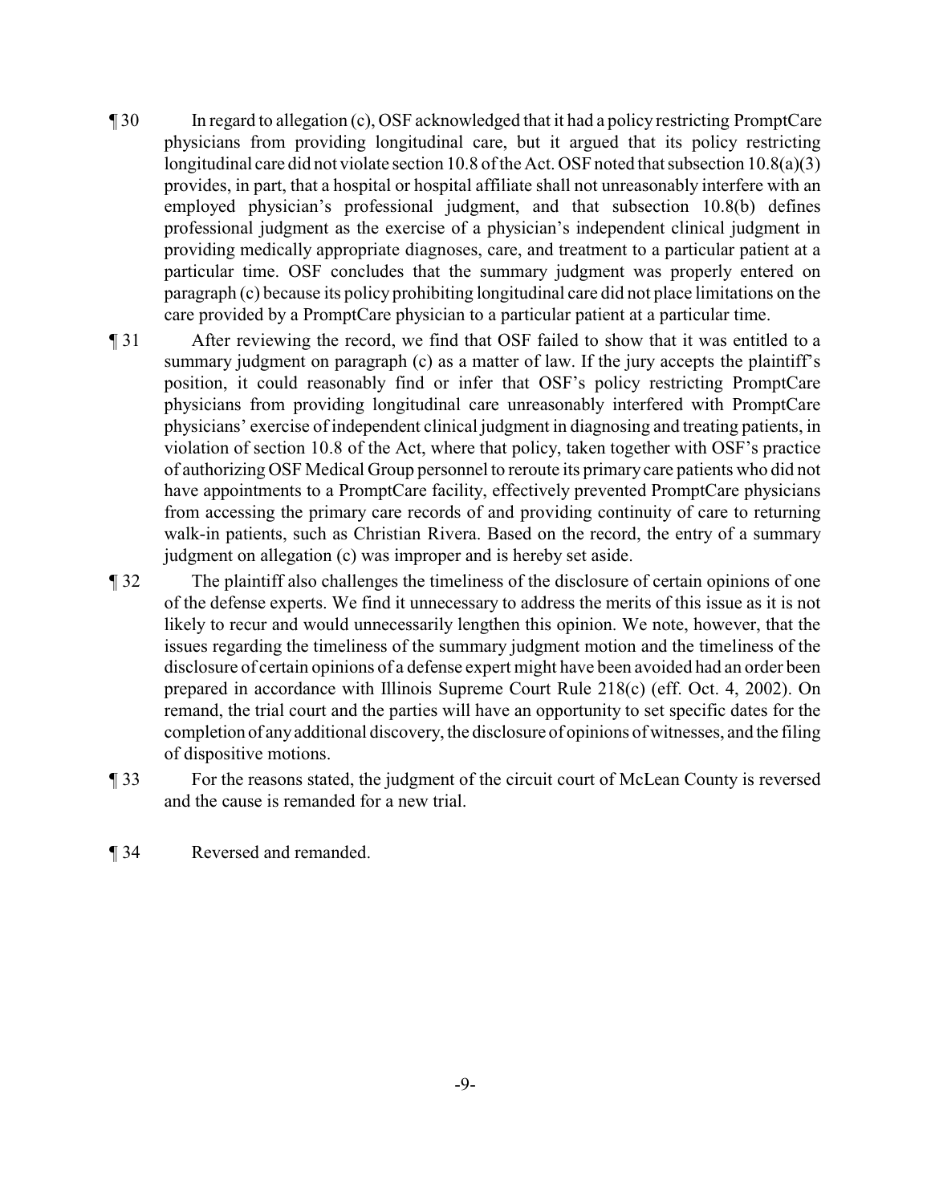¶ 30 In regard to allegation (c), OSF acknowledged that it had a policy restricting PromptCare physicians from providing longitudinal care, but it argued that its policy restricting longitudinal care did not violate section 10.8 of the Act. OSF noted that subsection 10.8(a)(3) provides, in part, that a hospital or hospital affiliate shall not unreasonably interfere with an employed physician's professional judgment, and that subsection 10.8(b) defines professional judgment as the exercise of a physician's independent clinical judgment in providing medically appropriate diagnoses, care, and treatment to a particular patient at a particular time. OSF concludes that the summary judgment was properly entered on paragraph (c) because its policy prohibiting longitudinal care did not place limitations on the care provided by a PromptCare physician to a particular patient at a particular time.

¶ 31 After reviewing the record, we find that OSF failed to show that it was entitled to a summary judgment on paragraph (c) as a matter of law. If the jury accepts the plaintiff's position, it could reasonably find or infer that OSF's policy restricting PromptCare physicians from providing longitudinal care unreasonably interfered with PromptCare physicians' exercise of independent clinical judgment in diagnosing and treating patients, in violation of section 10.8 of the Act, where that policy, taken together with OSF's practice of authorizing OSF Medical Group personnel to reroute its primary care patients who did not have appointments to a PromptCare facility, effectively prevented PromptCare physicians from accessing the primary care records of and providing continuity of care to returning walk-in patients, such as Christian Rivera. Based on the record, the entry of a summary judgment on allegation (c) was improper and is hereby set aside.

¶ 32 The plaintiff also challenges the timeliness of the disclosure of certain opinions of one of the defense experts. We find it unnecessary to address the merits of this issue as it is not likely to recur and would unnecessarily lengthen this opinion. We note, however, that the issues regarding the timeliness of the summary judgment motion and the timeliness of the disclosure of certain opinions of a defense expert might have been avoided had an order been prepared in accordance with Illinois Supreme Court Rule 218(c) (eff. Oct. 4, 2002). On remand, the trial court and the parties will have an opportunity to set specific dates for the completion of any additional discovery, the disclosure of opinions of witnesses, and the filing of dispositive motions.

¶ 33 For the reasons stated, the judgment of the circuit court of McLean County is reversed and the cause is remanded for a new trial.

¶ 34 Reversed and remanded.